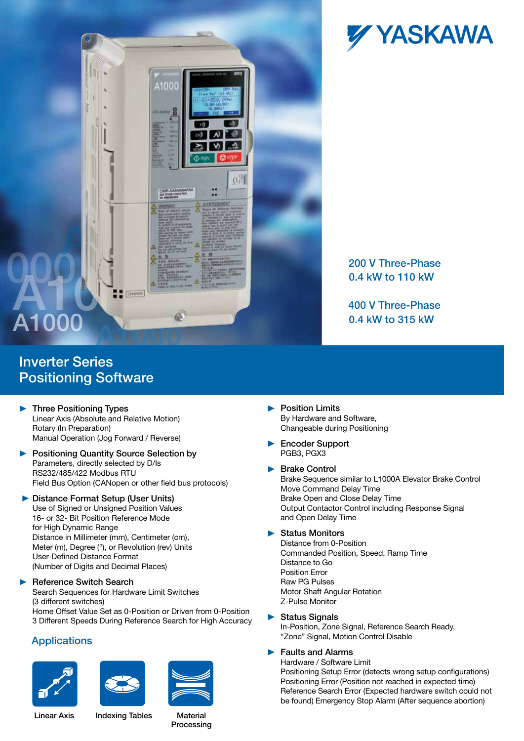YASKAWA

200 V Three-Phase
0.4 kW to 110 kW

400 V Three-Phase
0.4 kW to 315 kW

# Inverter Series Positioning Software

- **Three Positioning Types**
  Linear Axis (Absolute and Relative Motion)
  Rotary (In Preparation)
  Manual Operation (Jog Forward / Reverse)

- **Positioning Quantity Source Selection by**
  Parameters, directly selected by D/Is
  RS232/485/422 Modbus RTU
  Field Bus Option (CANopen or other field bus protocols)

- **Distance Format Setup (User Units)**
  Use of Signed or Unsigned Position Values
  16- or 32- Bit Position Reference Mode
  for High Dynamic Range
  Distance in Millimeter (mm), Centimeter (cm),
  Meter (m), Degree (°), or Revolution (rev) Units
  User-Defined Distance Format
  (Number of Digits and Decimal Places)

- **Reference Switch Search**
  Search Sequences for Hardware Limit Switches
  (3 different switches)
  Home Offset Value Set as 0-Position or Driven from 0-Position
  3 Different Speeds During Reference Search for High Accuracy

## Applications

Linear Axis

Indexing Tables

Material Processing

- **Position Limits**
  By Hardware and Software,
  Changeable during Positioning

- **Encoder Support**
  PGB3, PGX3

- **Brake Control**
  Brake Sequence similar to L1000A Elevator Brake Control
  Move Command Delay Time
  Brake Open and Close Delay Time
  Output Contactor Control including Response Signal
  and Open Delay Time

- **Status Monitors**
  Distance from 0-Position
  Commanded Position, Speed, Ramp Time
  Distance to Go
  Position Error
  Raw PG Pulses
  Motor Shaft Angular Rotation
  Z-Pulse Monitor

- **Status Signals**
  In-Position, Zone Signal, Reference Search Ready,
  "Zone" Signal, Motion Control Disable

- **Faults and Alarms**
  Hardware / Software Limit
  Positioning Setup Error (detects wrong setup configurations)
  Positioning Error (Position not reached in expected time)
  Reference Search Error (Expected hardware switch could not
  be found) Emergency Stop Alarm (After sequence abortion)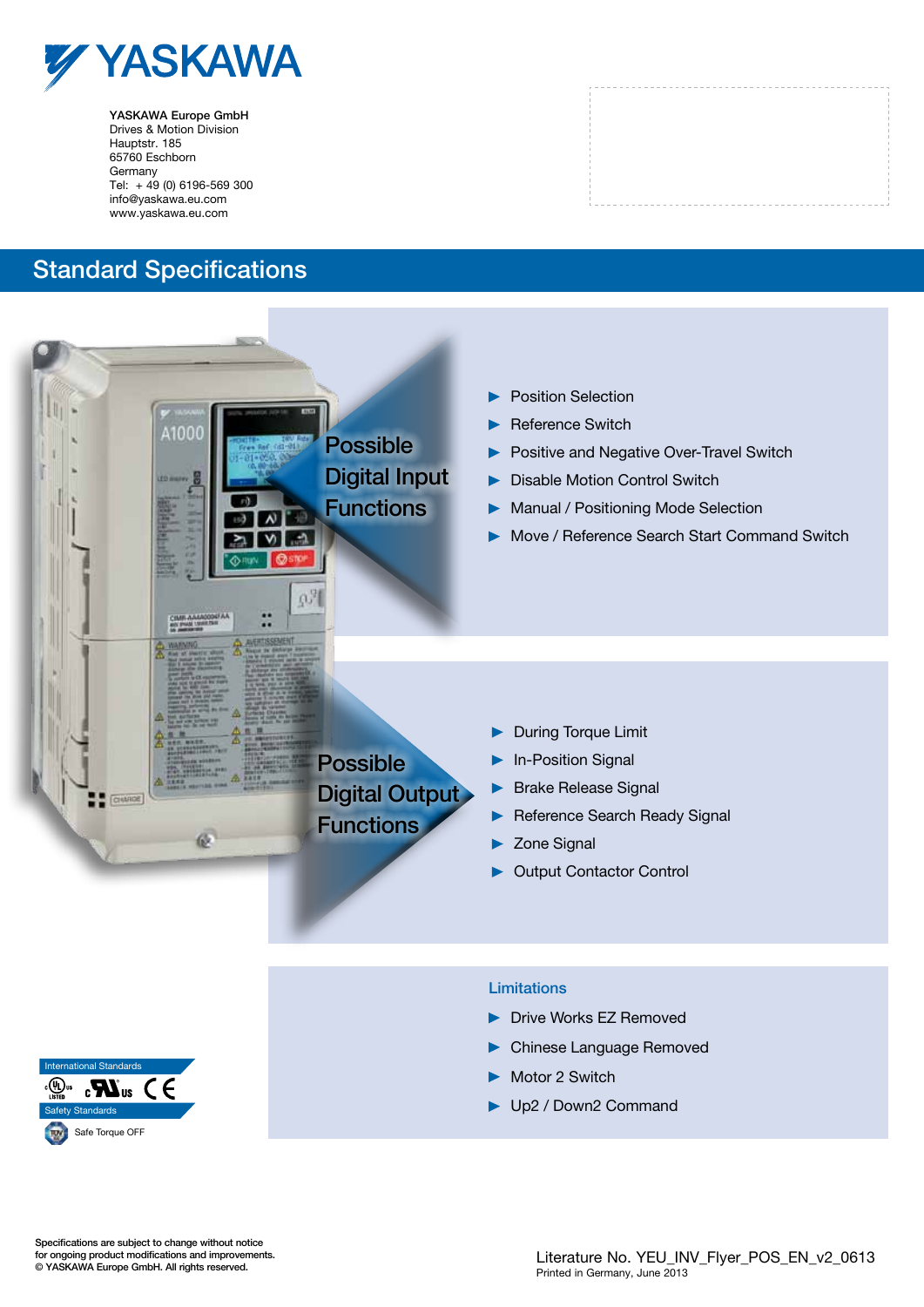YASKAWA

**YASKAWA Europe GmbH**
Drives & Motion Division
Hauptstr. 185
65760 Eschborn
Germany
Tel: + 49 (0) 6196-569 300
info@yaskawa.eu.com
www.yaskawa.eu.com

## Standard Specifications

### Possible Digital Input Functions

- Position Selection
- Reference Switch
- Positive and Negative Over-Travel Switch
- Disable Motion Control Switch
- Manual / Positioning Mode Selection
- Move / Reference Search Start Command Switch

### Possible Digital Output Functions

- During Torque Limit
- In-Position Signal
- Brake Release Signal
- Reference Search Ready Signal
- Zone Signal
- Output Contactor Control

### Limitations

- Drive Works EZ Removed
- Chinese Language Removed
- Motor 2 Switch
- Up2 / Down2 Command

International Standards

Safety Standards

Safe Torque OFF

Specifications are subject to change without notice
for ongoing product modifications and improvements.
© YASKAWA Europe GmbH. All rights reserved.

Literature No. YEU_INV_Flyer_POS_EN_v2_0613
Printed in Germany, June 2013